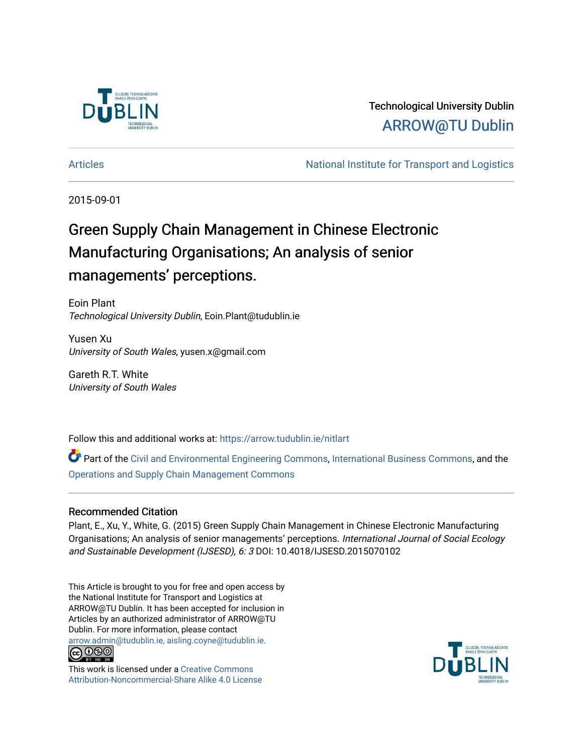Technological University Dublin

ARROW@TU Dublin

Articles

National Institute for Transport and Logistics

2015-09-01

# Green Supply Chain Management in Chinese Electronic Manufacturing Organisations; An analysis of senior managements' perceptions.

Eoin Plant
*Technological University Dublin*, Eoin.Plant@tudublin.ie

Yusen Xu
*University of South Wales*, yusen.x@gmail.com

Gareth R.T. White
*University of South Wales*

Follow this and additional works at: https://arrow.tudublin.ie/nitlart

Part of the Civil and Environmental Engineering Commons, International Business Commons, and the Operations and Supply Chain Management Commons

## Recommended Citation

Plant, E., Xu, Y., White, G. (2015) Green Supply Chain Management in Chinese Electronic Manufacturing Organisations; An analysis of senior managements' perceptions. *International Journal of Social Ecology and Sustainable Development (IJSESD), 6: 3* DOI: 10.4018/IJSESD.2015070102

This Article is brought to you for free and open access by the National Institute for Transport and Logistics at ARROW@TU Dublin. It has been accepted for inclusion in Articles by an authorized administrator of ARROW@TU Dublin. For more information, please contact arrow.admin@tudublin.ie, aisling.coyne@tudublin.ie.

This work is licensed under a Creative Commons Attribution-Noncommercial-Share Alike 4.0 License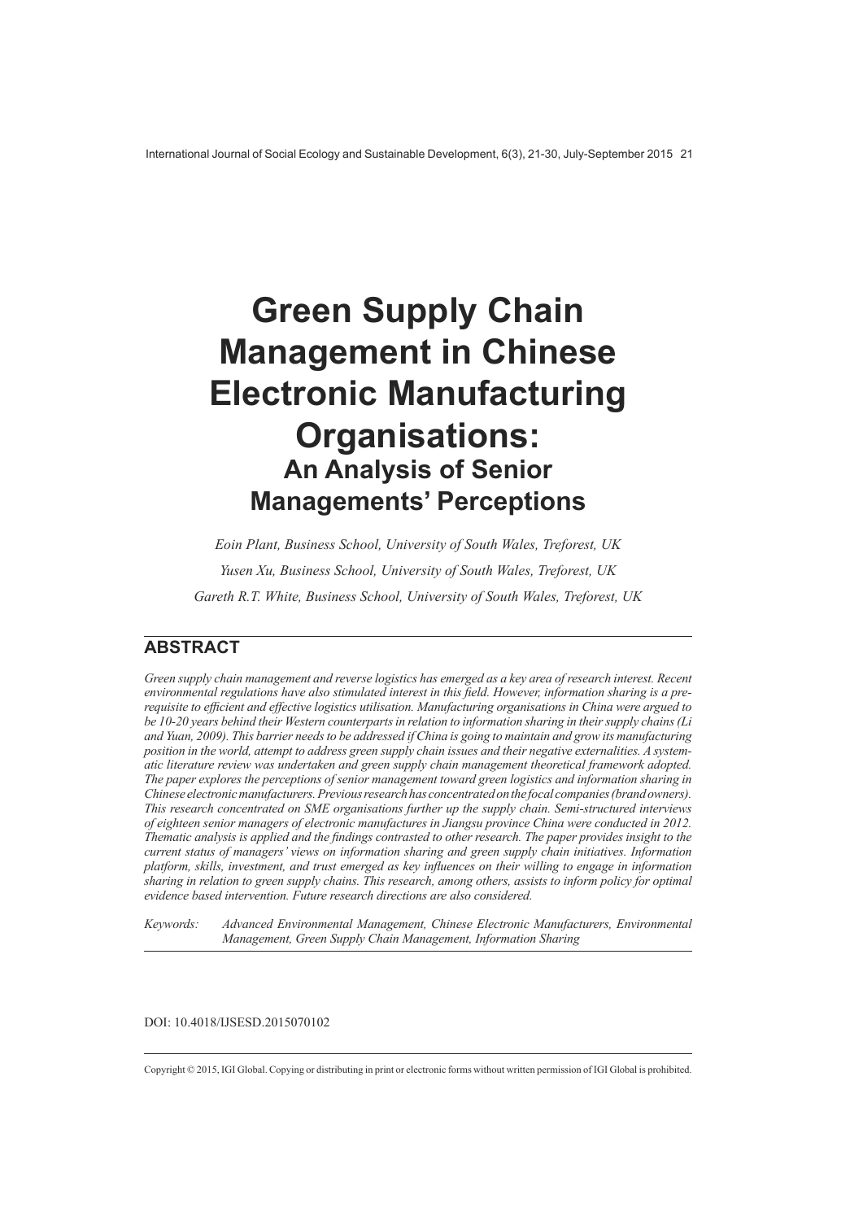# Green Supply Chain Management in Chinese Electronic Manufacturing Organisations:

## An Analysis of Senior Managements' Perceptions

*Eoin Plant, Business School, University of South Wales, Treforest, UK*

*Yusen Xu, Business School, University of South Wales, Treforest, UK*

*Gareth R.T. White, Business School, University of South Wales, Treforest, UK*

## ABSTRACT

*Green supply chain management and reverse logistics has emerged as a key area of research interest. Recent environmental regulations have also stimulated interest in this field. However, information sharing is a prerequisite to efficient and effective logistics utilisation. Manufacturing organisations in China were argued to be 10-20 years behind their Western counterparts in relation to information sharing in their supply chains (Li and Yuan, 2009). This barrier needs to be addressed if China is going to maintain and grow its manufacturing position in the world, attempt to address green supply chain issues and their negative externalities. A systematic literature review was undertaken and green supply chain management theoretical framework adopted. The paper explores the perceptions of senior management toward green logistics and information sharing in Chinese electronic manufacturers. Previous research has concentrated on the focal companies (brand owners). This research concentrated on SME organisations further up the supply chain. Semi-structured interviews of eighteen senior managers of electronic manufactures in Jiangsu province China were conducted in 2012. Thematic analysis is applied and the findings contrasted to other research. The paper provides insight to the current status of managers' views on information sharing and green supply chain initiatives. Information platform, skills, investment, and trust emerged as key influences on their willing to engage in information sharing in relation to green supply chains. This research, among others, assists to inform policy for optimal evidence based intervention. Future research directions are also considered.*

Keywords: *Advanced Environmental Management, Chinese Electronic Manufacturers, Environmental Management, Green Supply Chain Management, Information Sharing*

DOI: 10.4018/IJSESD.2015070102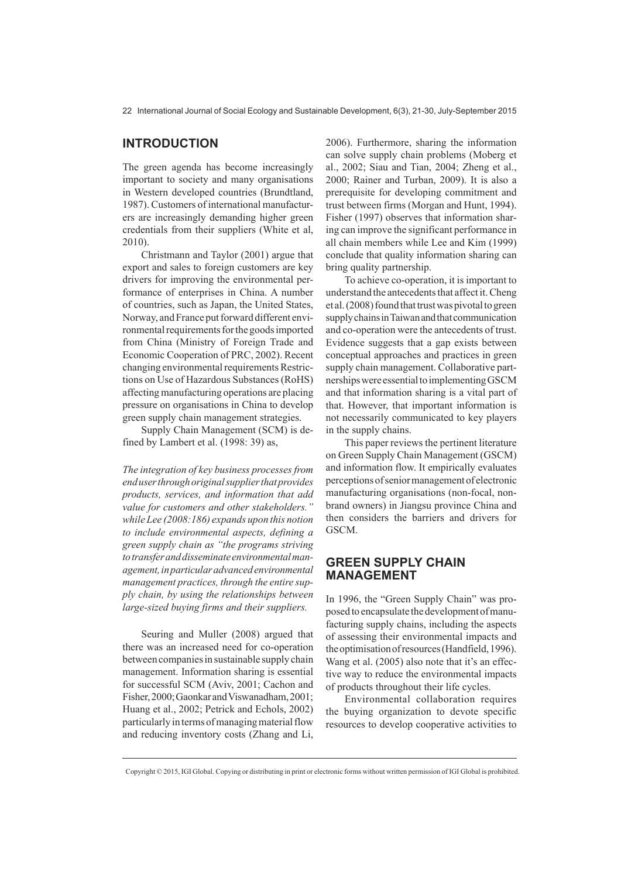## INTRODUCTION

The green agenda has become increasingly important to society and many organisations in Western developed countries (Brundtland, 1987). Customers of international manufacturers are increasingly demanding higher green credentials from their suppliers (White et al, 2010).

Christmann and Taylor (2001) argue that export and sales to foreign customers are key drivers for improving the environmental performance of enterprises in China. A number of countries, such as Japan, the United States, Norway, and France put forward different environmental requirements for the goods imported from China (Ministry of Foreign Trade and Economic Cooperation of PRC, 2002). Recent changing environmental requirements Restrictions on Use of Hazardous Substances (RoHS) affecting manufacturing operations are placing pressure on organisations in China to develop green supply chain management strategies.

Supply Chain Management (SCM) is defined by Lambert et al. (1998: 39) as,

*The integration of key business processes from end user through original supplier that provides products, services, and information that add value for customers and other stakeholders." while Lee (2008:186) expands upon this notion to include environmental aspects, defining a green supply chain as "the programs striving to transfer and disseminate environmental management, in particular advanced environmental management practices, through the entire supply chain, by using the relationships between large-sized buying firms and their suppliers.*

Seuring and Muller (2008) argued that there was an increased need for co-operation between companies in sustainable supply chain management. Information sharing is essential for successful SCM (Aviv, 2001; Cachon and Fisher, 2000; Gaonkar and Viswanadham, 2001; Huang et al., 2002; Petrick and Echols, 2002) particularly in terms of managing material flow and reducing inventory costs (Zhang and Li, 2006). Furthermore, sharing the information can solve supply chain problems (Moberg et al., 2002; Siau and Tian, 2004; Zheng et al., 2000; Rainer and Turban, 2009). It is also a prerequisite for developing commitment and trust between firms (Morgan and Hunt, 1994). Fisher (1997) observes that information sharing can improve the significant performance in all chain members while Lee and Kim (1999) conclude that quality information sharing can bring quality partnership.

To achieve co-operation, it is important to understand the antecedents that affect it. Cheng et al. (2008) found that trust was pivotal to green supply chains in Taiwan and that communication and co-operation were the antecedents of trust. Evidence suggests that a gap exists between conceptual approaches and practices in green supply chain management. Collaborative partnerships were essential to implementing GSCM and that information sharing is a vital part of that. However, that important information is not necessarily communicated to key players in the supply chains.

This paper reviews the pertinent literature on Green Supply Chain Management (GSCM) and information flow. It empirically evaluates perceptions of senior management of electronic manufacturing organisations (non-focal, non-brand owners) in Jiangsu province China and then considers the barriers and drivers for GSCM.

## GREEN SUPPLY CHAIN MANAGEMENT

In 1996, the "Green Supply Chain" was proposed to encapsulate the development of manufacturing supply chains, including the aspects of assessing their environmental impacts and the optimisation of resources (Handfield, 1996). Wang et al. (2005) also note that it's an effective way to reduce the environmental impacts of products throughout their life cycles.

Environmental collaboration requires the buying organization to devote specific resources to develop cooperative activities to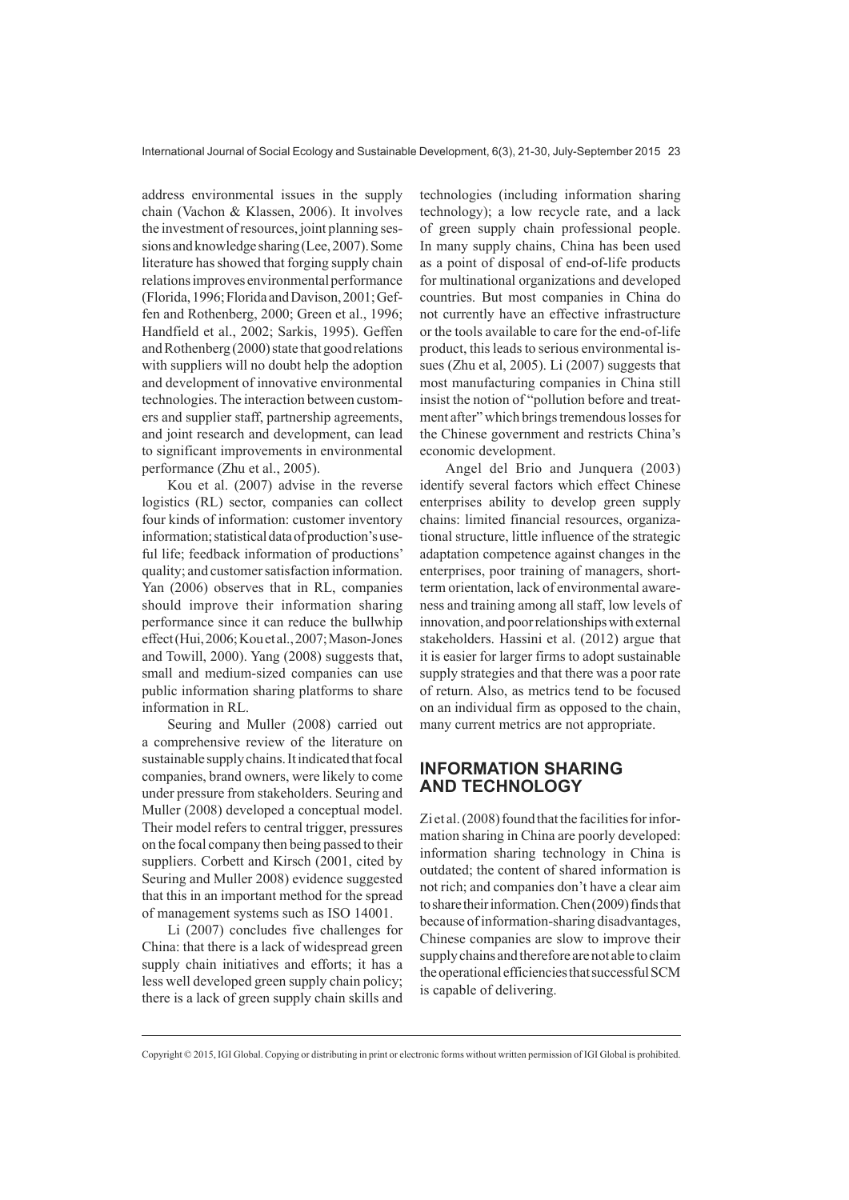address environmental issues in the supply chain (Vachon & Klassen, 2006). It involves the investment of resources, joint planning sessions and knowledge sharing (Lee, 2007). Some literature has showed that forging supply chain relations improves environmental performance (Florida, 1996; Florida and Davison, 2001; Geffen and Rothenberg, 2000; Green et al., 1996; Handfield et al., 2002; Sarkis, 1995). Geffen and Rothenberg (2000) state that good relations with suppliers will no doubt help the adoption and development of innovative environmental technologies. The interaction between customers and supplier staff, partnership agreements, and joint research and development, can lead to significant improvements in environmental performance (Zhu et al., 2005).

Kou et al. (2007) advise in the reverse logistics (RL) sector, companies can collect four kinds of information: customer inventory information; statistical data of production's useful life; feedback information of productions' quality; and customer satisfaction information. Yan (2006) observes that in RL, companies should improve their information sharing performance since it can reduce the bullwhip effect (Hui, 2006; Kou et al., 2007; Mason-Jones and Towill, 2000). Yang (2008) suggests that, small and medium-sized companies can use public information sharing platforms to share information in RL.

Seuring and Muller (2008) carried out a comprehensive review of the literature on sustainable supply chains. It indicated that focal companies, brand owners, were likely to come under pressure from stakeholders. Seuring and Muller (2008) developed a conceptual model. Their model refers to central trigger, pressures on the focal company then being passed to their suppliers. Corbett and Kirsch (2001, cited by Seuring and Muller 2008) evidence suggested that this in an important method for the spread of management systems such as ISO 14001.

Li (2007) concludes five challenges for China: that there is a lack of widespread green supply chain initiatives and efforts; it has a less well developed green supply chain policy; there is a lack of green supply chain skills and technologies (including information sharing technology); a low recycle rate, and a lack of green supply chain professional people. In many supply chains, China has been used as a point of disposal of end-of-life products for multinational organizations and developed countries. But most companies in China do not currently have an effective infrastructure or the tools available to care for the end-of-life product, this leads to serious environmental issues (Zhu et al, 2005). Li (2007) suggests that most manufacturing companies in China still insist the notion of "pollution before and treatment after" which brings tremendous losses for the Chinese government and restricts China's economic development.

Angel del Brio and Junquera (2003) identify several factors which effect Chinese enterprises ability to develop green supply chains: limited financial resources, organizational structure, little influence of the strategic adaptation competence against changes in the enterprises, poor training of managers, short-term orientation, lack of environmental awareness and training among all staff, low levels of innovation, and poor relationships with external stakeholders. Hassini et al. (2012) argue that it is easier for larger firms to adopt sustainable supply strategies and that there was a poor rate of return. Also, as metrics tend to be focused on an individual firm as opposed to the chain, many current metrics are not appropriate.

## INFORMATION SHARING AND TECHNOLOGY

Zi et al. (2008) found that the facilities for information sharing in China are poorly developed: information sharing technology in China is outdated; the content of shared information is not rich; and companies don't have a clear aim to share their information. Chen (2009) finds that because of information-sharing disadvantages, Chinese companies are slow to improve their supply chains and therefore are not able to claim the operational efficiencies that successful SCM is capable of delivering.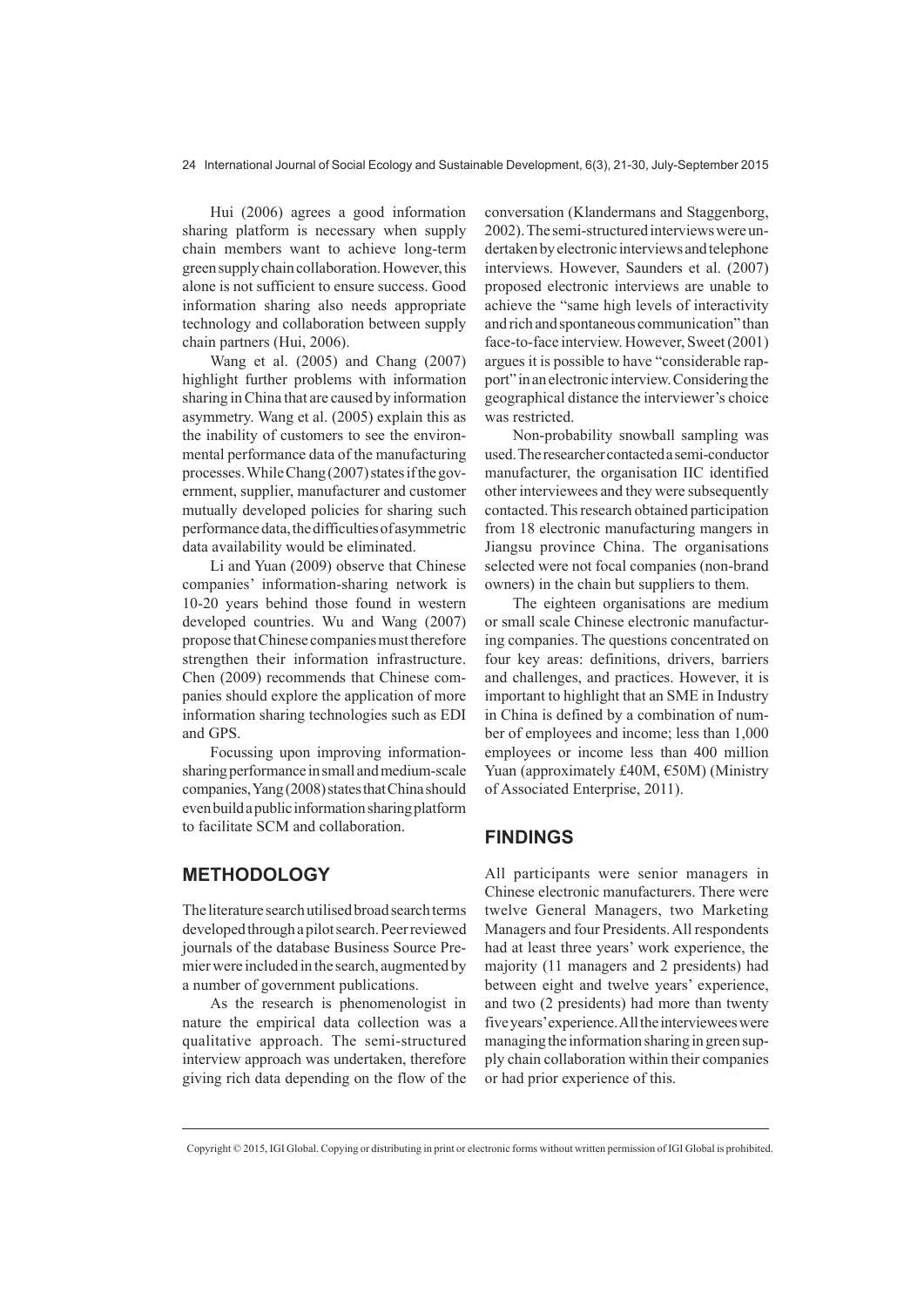Hui (2006) agrees a good information sharing platform is necessary when supply chain members want to achieve long-term green supply chain collaboration. However, this alone is not sufficient to ensure success. Good information sharing also needs appropriate technology and collaboration between supply chain partners (Hui, 2006).

Wang et al. (2005) and Chang (2007) highlight further problems with information sharing in China that are caused by information asymmetry. Wang et al. (2005) explain this as the inability of customers to see the environmental performance data of the manufacturing processes. While Chang (2007) states if the government, supplier, manufacturer and customer mutually developed policies for sharing such performance data, the difficulties of asymmetric data availability would be eliminated.

Li and Yuan (2009) observe that Chinese companies' information-sharing network is 10-20 years behind those found in western developed countries. Wu and Wang (2007) propose that Chinese companies must therefore strengthen their information infrastructure. Chen (2009) recommends that Chinese companies should explore the application of more information sharing technologies such as EDI and GPS.

Focussing upon improving information-sharing performance in small and medium-scale companies, Yang (2008) states that China should even build a public information sharing platform to facilitate SCM and collaboration.

## METHODOLOGY

The literature search utilised broad search terms developed through a pilot search. Peer reviewed journals of the database Business Source Premier were included in the search, augmented by a number of government publications.

As the research is phenomenologist in nature the empirical data collection was a qualitative approach. The semi-structured interview approach was undertaken, therefore giving rich data depending on the flow of the conversation (Klandermans and Staggenborg, 2002). The semi-structured interviews were undertaken by electronic interviews and telephone interviews. However, Saunders et al. (2007) proposed electronic interviews are unable to achieve the "same high levels of interactivity and rich and spontaneous communication" than face-to-face interview. However, Sweet (2001) argues it is possible to have "considerable rapport" in an electronic interview. Considering the geographical distance the interviewer's choice was restricted.

Non-probability snowball sampling was used. The researcher contacted a semi-conductor manufacturer, the organisation IIC identified other interviewees and they were subsequently contacted. This research obtained participation from 18 electronic manufacturing mangers in Jiangsu province China. The organisations selected were not focal companies (non-brand owners) in the chain but suppliers to them.

The eighteen organisations are medium or small scale Chinese electronic manufacturing companies. The questions concentrated on four key areas: definitions, drivers, barriers and challenges, and practices. However, it is important to highlight that an SME in Industry in China is defined by a combination of number of employees and income; less than 1,000 employees or income less than 400 million Yuan (approximately £40M, €50M) (Ministry of Associated Enterprise, 2011).

## FINDINGS

All participants were senior managers in Chinese electronic manufacturers. There were twelve General Managers, two Marketing Managers and four Presidents. All respondents had at least three years' work experience, the majority (11 managers and 2 presidents) had between eight and twelve years' experience, and two (2 presidents) had more than twenty five years' experience. All the interviewees were managing the information sharing in green supply chain collaboration within their companies or had prior experience of this.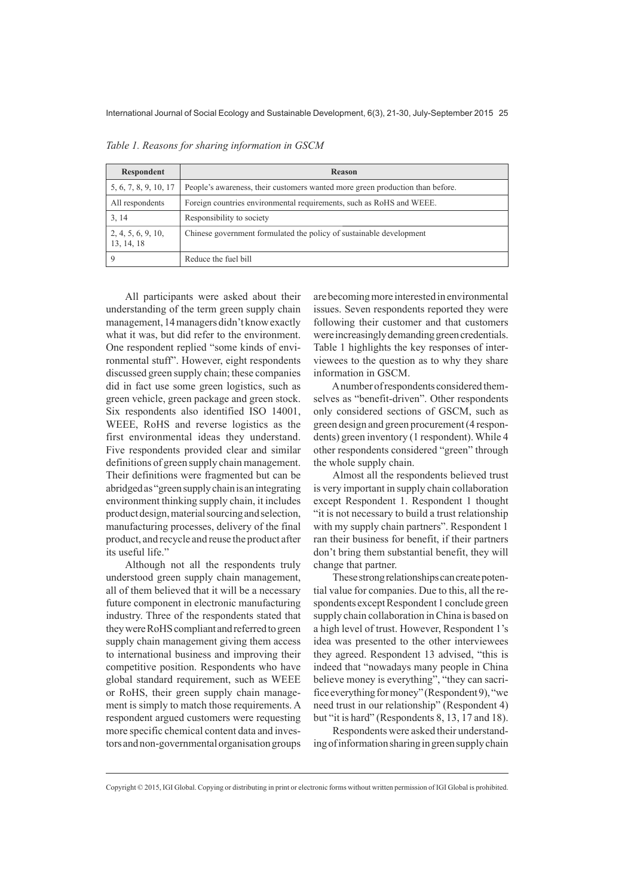*Table 1. Reasons for sharing information in GSCM*

| Respondent | Reason |
|---|---|
| 5, 6, 7, 8, 9, 10, 17 | People's awareness, their customers wanted more green production than before. |
| All respondents | Foreign countries environmental requirements, such as RoHS and WEEE. |
| 3, 14 | Responsibility to society |
| 2, 4, 5, 6, 9, 10, 13, 14, 18 | Chinese government formulated the policy of sustainable development |
| 9 | Reduce the fuel bill |

All participants were asked about their understanding of the term green supply chain management, 14 managers didn't know exactly what it was, but did refer to the environment. One respondent replied "some kinds of environmental stuff". However, eight respondents discussed green supply chain; these companies did in fact use some green logistics, such as green vehicle, green package and green stock. Six respondents also identified ISO 14001, WEEE, RoHS and reverse logistics as the first environmental ideas they understand. Five respondents provided clear and similar definitions of green supply chain management. Their definitions were fragmented but can be abridged as "green supply chain is an integrating environment thinking supply chain, it includes product design, material sourcing and selection, manufacturing processes, delivery of the final product, and recycle and reuse the product after its useful life."

Although not all the respondents truly understood green supply chain management, all of them believed that it will be a necessary future component in electronic manufacturing industry. Three of the respondents stated that they were RoHS compliant and referred to green supply chain management giving them access to international business and improving their competitive position. Respondents who have global standard requirement, such as WEEE or RoHS, their green supply chain management is simply to match those requirements. A respondent argued customers were requesting more specific chemical content data and investors and non-governmental organisation groups are becoming more interested in environmental issues. Seven respondents reported they were following their customer and that customers were increasingly demanding green credentials. Table 1 highlights the key responses of interviewees to the question as to why they share information in GSCM.

A number of respondents considered themselves as "benefit-driven". Other respondents only considered sections of GSCM, such as green design and green procurement (4 respondents) green inventory (1 respondent). While 4 other respondents considered "green" through the whole supply chain.

Almost all the respondents believed trust is very important in supply chain collaboration except Respondent 1. Respondent 1 thought "it is not necessary to build a trust relationship with my supply chain partners". Respondent 1 ran their business for benefit, if their partners don't bring them substantial benefit, they will change that partner.

These strong relationships can create potential value for companies. Due to this, all the respondents except Respondent 1 conclude green supply chain collaboration in China is based on a high level of trust. However, Respondent 1's idea was presented to the other interviewees they agreed. Respondent 13 advised, "this is indeed that "nowadays many people in China believe money is everything", "they can sacrifice everything for money" (Respondent 9), "we need trust in our relationship" (Respondent 4) but "it is hard" (Respondents 8, 13, 17 and 18).

Respondents were asked their understanding of information sharing in green supply chain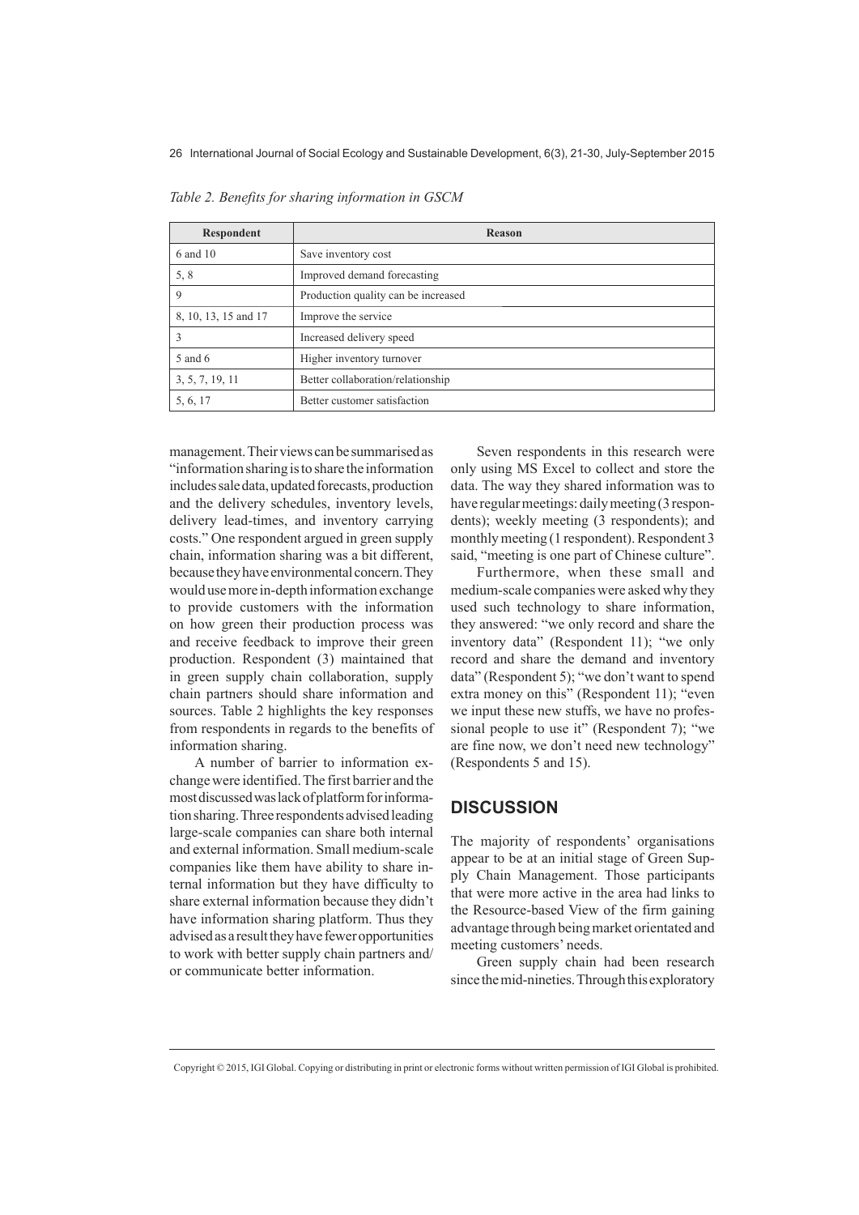*Table 2. Benefits for sharing information in GSCM*

| Respondent | Reason |
|---|---|
| 6 and 10 | Save inventory cost |
| 5, 8 | Improved demand forecasting |
| 9 | Production quality can be increased |
| 8, 10, 13, 15 and 17 | Improve the service |
| 3 | Increased delivery speed |
| 5 and 6 | Higher inventory turnover |
| 3, 5, 7, 19, 11 | Better collaboration/relationship |
| 5, 6, 17 | Better customer satisfaction |

management. Their views can be summarised as "information sharing is to share the information includes sale data, updated forecasts, production and the delivery schedules, inventory levels, delivery lead-times, and inventory carrying costs." One respondent argued in green supply chain, information sharing was a bit different, because they have environmental concern. They would use more in-depth information exchange to provide customers with the information on how green their production process was and receive feedback to improve their green production. Respondent (3) maintained that in green supply chain collaboration, supply chain partners should share information and sources. Table 2 highlights the key responses from respondents in regards to the benefits of information sharing.

A number of barrier to information exchange were identified. The first barrier and the most discussed was lack of platform for information sharing. Three respondents advised leading large-scale companies can share both internal and external information. Small medium-scale companies like them have ability to share internal information but they have difficulty to share external information because they didn't have information sharing platform. Thus they advised as a result they have fewer opportunities to work with better supply chain partners and/or communicate better information.

Seven respondents in this research were only using MS Excel to collect and store the data. The way they shared information was to have regular meetings: daily meeting (3 respondents); weekly meeting (3 respondents); and monthly meeting (1 respondent). Respondent 3 said, "meeting is one part of Chinese culture".

Furthermore, when these small and medium-scale companies were asked why they used such technology to share information, they answered: "we only record and share the inventory data" (Respondent 11); "we only record and share the demand and inventory data" (Respondent 5); "we don't want to spend extra money on this" (Respondent 11); "even we input these new stuffs, we have no professional people to use it" (Respondent 7); "we are fine now, we don't need new technology" (Respondents 5 and 15).

## DISCUSSION

The majority of respondents' organisations appear to be at an initial stage of Green Supply Chain Management. Those participants that were more active in the area had links to the Resource-based View of the firm gaining advantage through being market orientated and meeting customers' needs.

Green supply chain had been research since the mid-nineties. Through this exploratory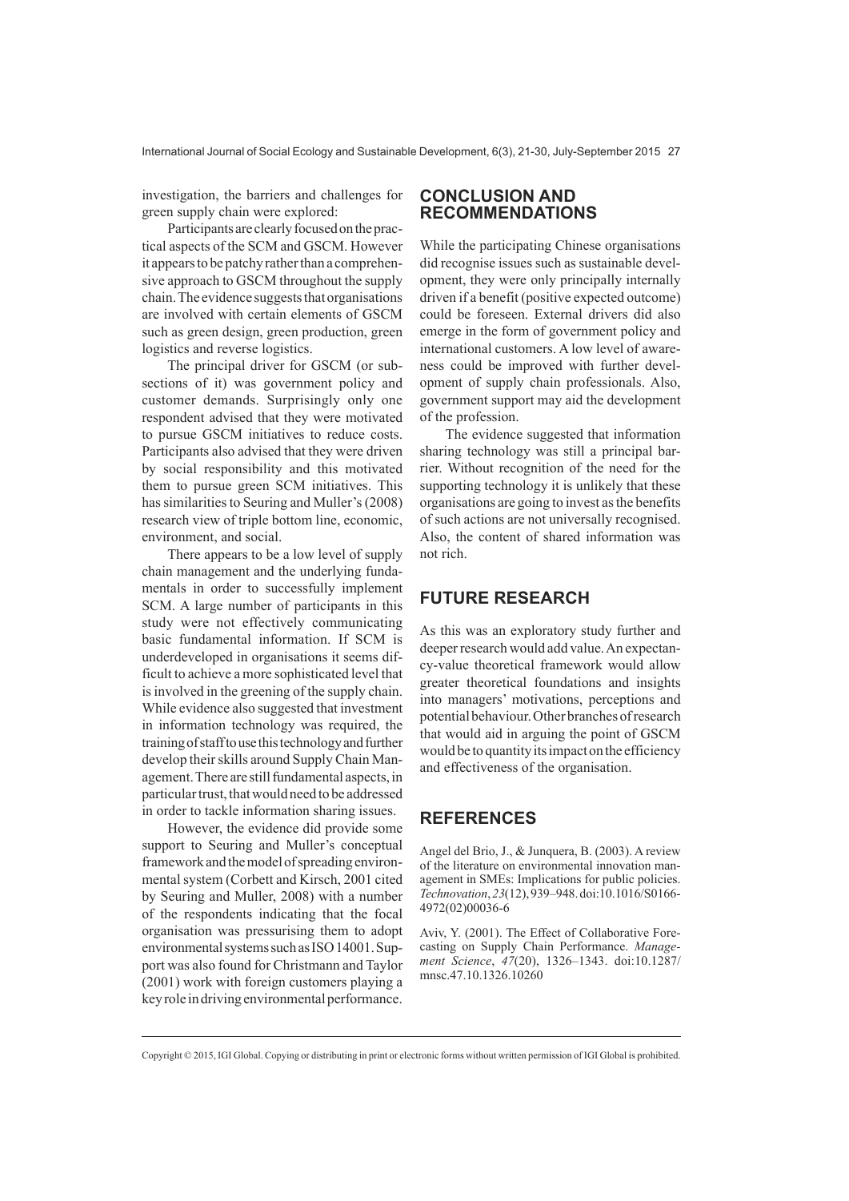investigation, the barriers and challenges for green supply chain were explored:

Participants are clearly focused on the practical aspects of the SCM and GSCM. However it appears to be patchy rather than a comprehensive approach to GSCM throughout the supply chain. The evidence suggests that organisations are involved with certain elements of GSCM such as green design, green production, green logistics and reverse logistics.

The principal driver for GSCM (or subsections of it) was government policy and customer demands. Surprisingly only one respondent advised that they were motivated to pursue GSCM initiatives to reduce costs. Participants also advised that they were driven by social responsibility and this motivated them to pursue green SCM initiatives. This has similarities to Seuring and Muller's (2008) research view of triple bottom line, economic, environment, and social.

There appears to be a low level of supply chain management and the underlying fundamentals in order to successfully implement SCM. A large number of participants in this study were not effectively communicating basic fundamental information. If SCM is underdeveloped in organisations it seems difficult to achieve a more sophisticated level that is involved in the greening of the supply chain. While evidence also suggested that investment in information technology was required, the training of staff to use this technology and further develop their skills around Supply Chain Management. There are still fundamental aspects, in particular trust, that would need to be addressed in order to tackle information sharing issues.

However, the evidence did provide some support to Seuring and Muller's conceptual framework and the model of spreading environmental system (Corbett and Kirsch, 2001 cited by Seuring and Muller, 2008) with a number of the respondents indicating that the focal organisation was pressurising them to adopt environmental systems such as ISO 14001. Support was also found for Christmann and Taylor (2001) work with foreign customers playing a key role in driving environmental performance.

## CONCLUSION AND RECOMMENDATIONS

While the participating Chinese organisations did recognise issues such as sustainable development, they were only principally internally driven if a benefit (positive expected outcome) could be foreseen. External drivers did also emerge in the form of government policy and international customers. A low level of awareness could be improved with further development of supply chain professionals. Also, government support may aid the development of the profession.

The evidence suggested that information sharing technology was still a principal barrier. Without recognition of the need for the supporting technology it is unlikely that these organisations are going to invest as the benefits of such actions are not universally recognised. Also, the content of shared information was not rich.

## FUTURE RESEARCH

As this was an exploratory study further and deeper research would add value. An expectancy-value theoretical framework would allow greater theoretical foundations and insights into managers' motivations, perceptions and potential behaviour. Other branches of research that would aid in arguing the point of GSCM would be to quantity its impact on the efficiency and effectiveness of the organisation.

## REFERENCES

Angel del Brio, J., & Junquera, B. (2003). A review of the literature on environmental innovation management in SMEs: Implications for public policies. *Technovation*, *23*(12), 939–948. doi:10.1016/S0166-4972(02)00036-6

Aviv, Y. (2001). The Effect of Collaborative Forecasting on Supply Chain Performance. *Management Science*, *47*(20), 1326–1343. doi:10.1287/mnsc.47.10.1326.10260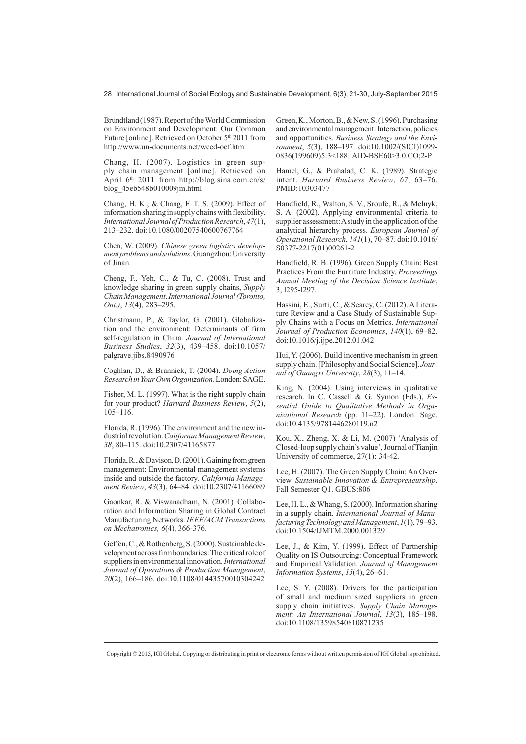Brundtland (1987). Report of the World Commission on Environment and Development: Our Common Future [online]. Retrieved on October 5th 2011 from http://www.un-documents.net/wced-ocf.htm

Chang, H. (2007). Logistics in green supply chain management [online]. Retrieved on April 6th 2011 from http://blog.sina.com.cn/s/blog_45eb548b010009jm.html

Chang, H. K., & Chang, F. T. S. (2009). Effect of information sharing in supply chains with flexibility. *International Journal of Production Research*, *47*(1), 213–232. doi:10.1080/00207540600767764

Chen, W. (2009). *Chinese green logistics development problems and solutions*. Guangzhou: University of Jinan.

Cheng, F., Yeh, C., & Tu, C. (2008). Trust and knowledge sharing in green supply chains, *Supply Chain Management*. *International Journal (Toronto, Ont.)*, *13*(4), 283–295.

Christmann, P., & Taylor, G. (2001). Globalization and the environment: Determinants of firm self-regulation in China. *Journal of International Business Studies*, *32*(3), 439–458. doi:10.1057/palgrave.jibs.8490976

Coghlan, D., & Brannick, T. (2004). *Doing Action Research in Your Own Organization*. London: SAGE.

Fisher, M. L. (1997). What is the right supply chain for your product? *Harvard Business Review*, *5*(2), 105–116.

Florida, R. (1996). The environment and the new industrial revolution. *California Management Review*, *38*, 80–115. doi:10.2307/41165877

Florida, R., & Davison, D. (2001). Gaining from green management: Environmental management systems inside and outside the factory. *California Management Review*, *43*(3), 64–84. doi:10.2307/41166089

Gaonkar, R. & Viswanadham, N. (2001). Collaboration and Information Sharing in Global Contract Manufacturing Networks. *IEEE/ACM Transactions on Mechatronics, 6*(4), 366-376.

Geffen, C., & Rothenberg, S. (2000). Sustainable development across firm boundaries: The critical role of suppliers in environmental innovation. *International Journal of Operations & Production Management*, *20*(2), 166–186. doi:10.1108/01443570010304242

Green, K., Morton, B., & New, S. (1996). Purchasing and environmental management: Interaction, policies and opportunities. *Business Strategy and the Environment*, *5*(3), 188–197. doi:10.1002/(SICI)1099-0836(199609)5:3<188::AID-BSE60>3.0.CO;2-P

Hamel, G., & Prahalad, C. K. (1989). Strategic intent. *Harvard Business Review*, *67*, 63–76. PMID:10303477

Handfield, R., Walton, S. V., Sroufe, R., & Melnyk, S. A. (2002). Applying environmental criteria to supplier assessment: A study in the application of the analytical hierarchy process. *European Journal of Operational Research*, *141*(1), 70–87. doi:10.1016/S0377-2217(01)00261-2

Handfield, R. B. (1996). Green Supply Chain: Best Practices From the Furniture Industry. *Proceedings Annual Meeting of the Decision Science Institute*, 3, l295-l297.

Hassini, E., Surti, C., & Searcy, C. (2012). A Literature Review and a Case Study of Sustainable Supply Chains with a Focus on Metrics. *International Journal of Production Economics*, *140*(1), 69–82. doi:10.1016/j.ijpe.2012.01.042

Hui, Y. (2006). Build incentive mechanism in green supply chain. [Philosophy and Social Science]. *Journal of Guangxi University*, *28*(3), 11–14.

King, N. (2004). Using interviews in qualitative research. In C. Cassell & G. Symon (Eds.), *Essential Guide to Qualitative Methods in Organizational Research* (pp. 11–22). London: Sage. doi:10.4135/9781446280119.n2

Kou, X., Zheng, X. & Li, M. (2007) 'Analysis of Closed-loop supply chain's value', Journal of Tianjin University of commerce, 27(1): 34-42.

Lee, H. (2007). The Green Supply Chain: An Overview. *Sustainable Innovation & Entrepreneurship*. Fall Semester Q1. GBUS:806

Lee, H. L., & Whang, S. (2000). Information sharing in a supply chain. *International Journal of Manufacturing Technology and Management*, *1*(1), 79–93. doi:10.1504/IJMTM.2000.001329

Lee, J., & Kim, Y. (1999). Effect of Partnership Quality on IS Outsourcing: Conceptual Framework and Empirical Validation. *Journal of Management Information Systems*, *15*(4), 26–61.

Lee, S. Y. (2008). Drivers for the participation of small and medium sized suppliers in green supply chain initiatives. *Supply Chain Management: An International Journal*, *13*(3), 185–198. doi:10.1108/13598540810871235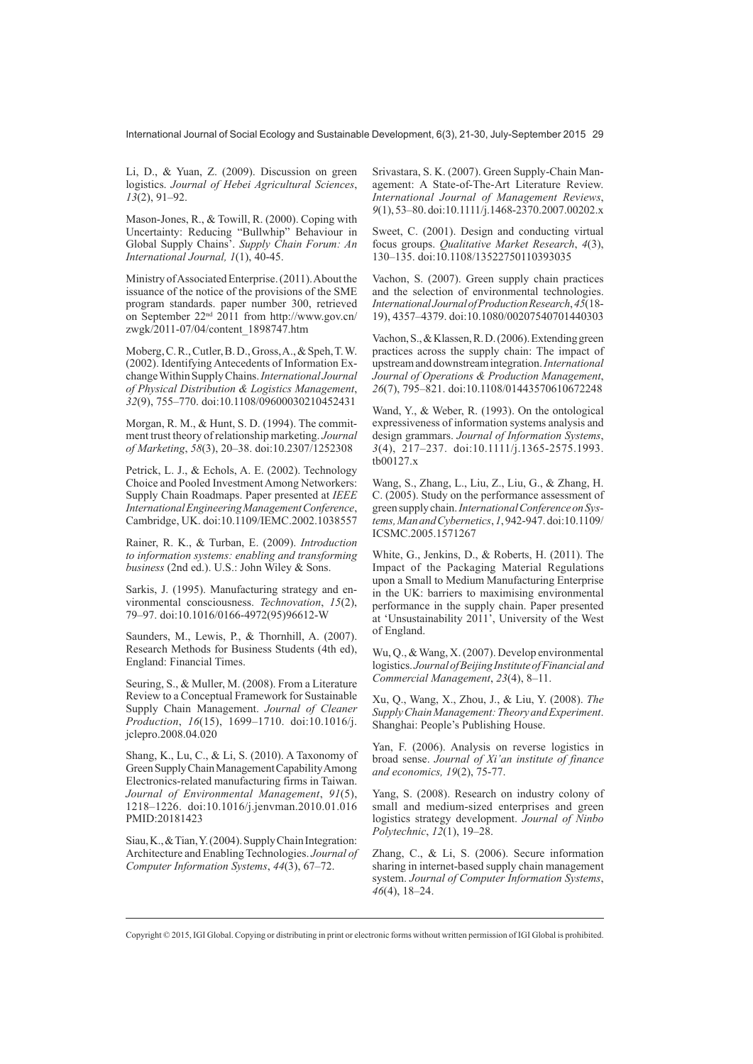Li, D., & Yuan, Z. (2009). Discussion on green logistics. *Journal of Hebei Agricultural Sciences*, *13*(2), 91–92.

Mason-Jones, R., & Towill, R. (2000). Coping with Uncertainty: Reducing "Bullwhip" Behaviour in Global Supply Chains'. *Supply Chain Forum: An International Journal, 1*(1), 40-45.

Ministry of Associated Enterprise. (2011). About the issuance of the notice of the provisions of the SME program standards. paper number 300, retrieved on September 22nd 2011 from http://www.gov.cn/zwgk/2011-07/04/content_1898747.htm

Moberg, C. R., Cutler, B. D., Gross, A., & Speh, T. W. (2002). Identifying Antecedents of Information Exchange Within Supply Chains. *International Journal of Physical Distribution & Logistics Management*, *32*(9), 755–770. doi:10.1108/09600030210452431

Morgan, R. M., & Hunt, S. D. (1994). The commitment trust theory of relationship marketing. *Journal of Marketing*, *58*(3), 20–38. doi:10.2307/1252308

Petrick, L. J., & Echols, A. E. (2002). Technology Choice and Pooled Investment Among Networkers: Supply Chain Roadmaps. Paper presented at *IEEE International Engineering Management Conference*, Cambridge, UK. doi:10.1109/IEMC.2002.1038557

Rainer, R. K., & Turban, E. (2009). *Introduction to information systems: enabling and transforming business* (2nd ed.). U.S.: John Wiley & Sons.

Sarkis, J. (1995). Manufacturing strategy and environmental consciousness. *Technovation*, *15*(2), 79–97. doi:10.1016/0166-4972(95)96612-W

Saunders, M., Lewis, P., & Thornhill, A. (2007). Research Methods for Business Students (4th ed), England: Financial Times.

Seuring, S., & Muller, M. (2008). From a Literature Review to a Conceptual Framework for Sustainable Supply Chain Management. *Journal of Cleaner Production*, *16*(15), 1699–1710. doi:10.1016/j.jclepro.2008.04.020

Shang, K., Lu, C., & Li, S. (2010). A Taxonomy of Green Supply Chain Management Capability Among Electronics-related manufacturing firms in Taiwan. *Journal of Environmental Management*, *91*(5), 1218–1226. doi:10.1016/j.jenvman.2010.01.016 PMID:20181423

Siau, K., & Tian, Y. (2004). Supply Chain Integration: Architecture and Enabling Technologies. *Journal of Computer Information Systems*, *44*(3), 67–72.

Srivastara, S. K. (2007). Green Supply-Chain Management: A State-of-The-Art Literature Review. *International Journal of Management Reviews*, *9*(1), 53–80. doi:10.1111/j.1468-2370.2007.00202.x

Sweet, C. (2001). Design and conducting virtual focus groups. *Qualitative Market Research*, *4*(3), 130–135. doi:10.1108/13522750110393035

Vachon, S. (2007). Green supply chain practices and the selection of environmental technologies. *International Journal of Production Research*, *45*(18-19), 4357–4379. doi:10.1080/00207540701440303

Vachon, S., & Klassen, R. D. (2006). Extending green practices across the supply chain: The impact of upstream and downstream integration. *International Journal of Operations & Production Management*, *26*(7), 795–821. doi:10.1108/01443570610672248

Wand, Y., & Weber, R. (1993). On the ontological expressiveness of information systems analysis and design grammars. *Journal of Information Systems*, *3*(4), 217–237. doi:10.1111/j.1365-2575.1993.tb00127.x

Wang, S., Zhang, L., Liu, Z., Liu, G., & Zhang, H. C. (2005). Study on the performance assessment of green supply chain. *International Conference on Systems, Man and Cybernetics*, *1*, 942-947. doi:10.1109/ICSMC.2005.1571267

White, G., Jenkins, D., & Roberts, H. (2011). The Impact of the Packaging Material Regulations upon a Small to Medium Manufacturing Enterprise in the UK: barriers to maximising environmental performance in the supply chain. Paper presented at 'Unsustainability 2011', University of the West of England.

Wu, Q., & Wang, X. (2007). Develop environmental logistics. *Journal of Beijing Institute of Financial and Commercial Management*, *23*(4), 8–11.

Xu, Q., Wang, X., Zhou, J., & Liu, Y. (2008). *The Supply Chain Management: Theory and Experiment*. Shanghai: People's Publishing House.

Yan, F. (2006). Analysis on reverse logistics in broad sense. *Journal of Xi'an institute of finance and economics, 19*(2), 75-77.

Yang, S. (2008). Research on industry colony of small and medium-sized enterprises and green logistics strategy development. *Journal of Ninbo Polytechnic*, *12*(1), 19–28.

Zhang, C., & Li, S. (2006). Secure information sharing in internet-based supply chain management system. *Journal of Computer Information Systems*, *46*(4), 18–24.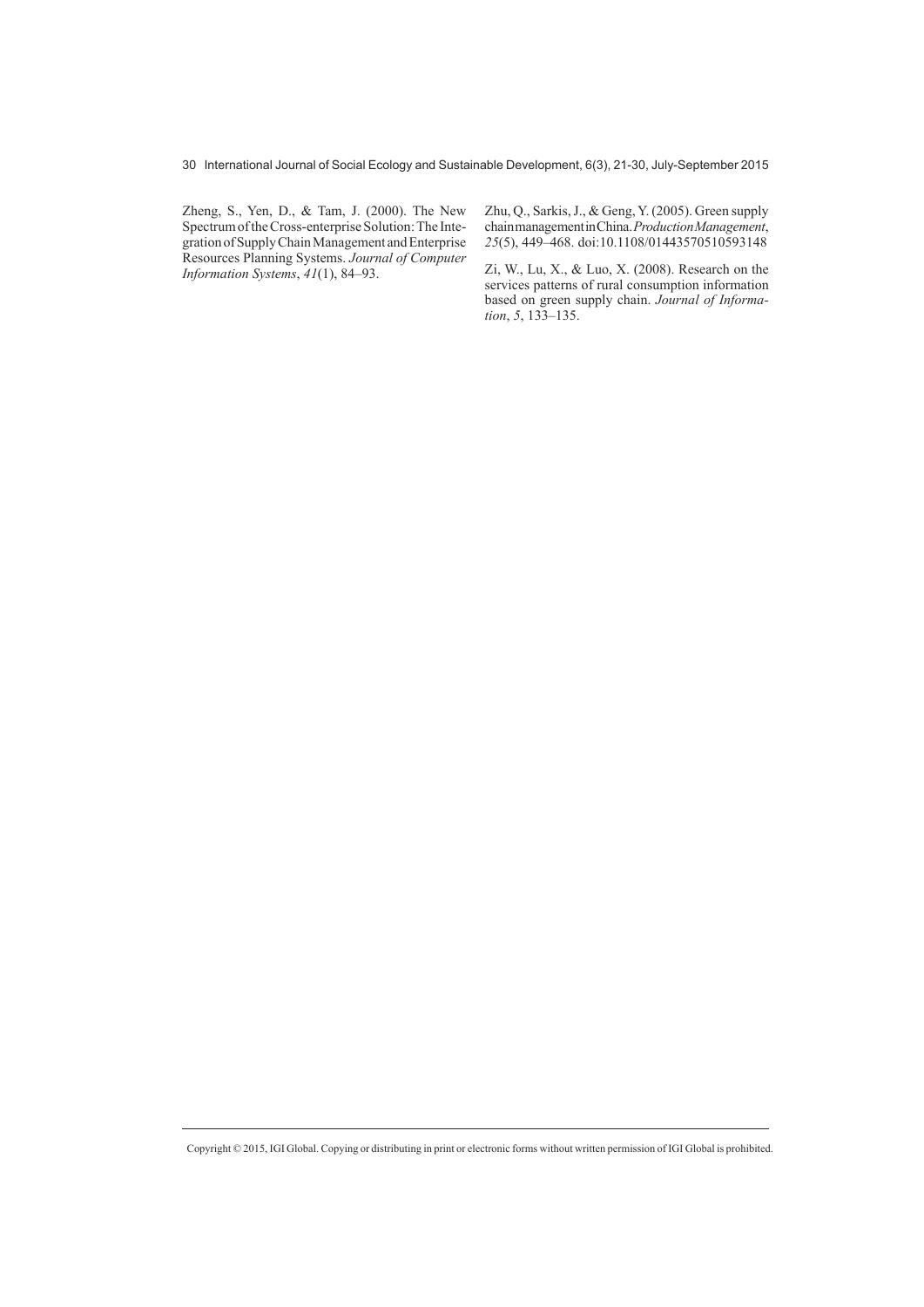Zheng, S., Yen, D., & Tam, J. (2000). The New Spectrum of the Cross-enterprise Solution: The Integration of Supply Chain Management and Enterprise Resources Planning Systems. *Journal of Computer Information Systems*, *41*(1), 84–93.

Zhu, Q., Sarkis, J., & Geng, Y. (2005). Green supply chain management in China. *Production Management*, *25*(5), 449–468. doi:10.1108/01443570510593148

Zi, W., Lu, X., & Luo, X. (2008). Research on the services patterns of rural consumption information based on green supply chain. *Journal of Information*, *5*, 133–135.

Copyright © 2015, IGI Global. Copying or distributing in print or electronic forms without written permission of IGI Global is prohibited.